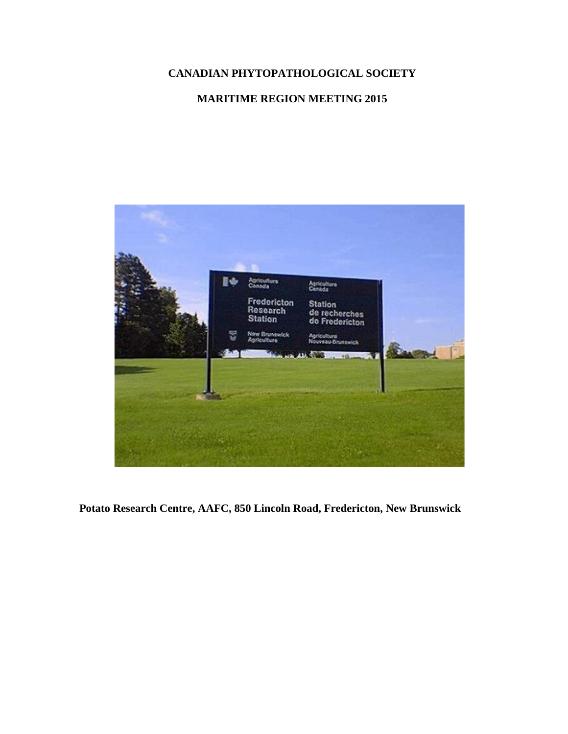# CANADIAN PHYTOPATHOLOGICAL SOCIETY

## MARITIME REGION MEETING 2015

**Potato Research Centre, AAFC, 850 Lincoln Road, Fredericton, New Brunswick**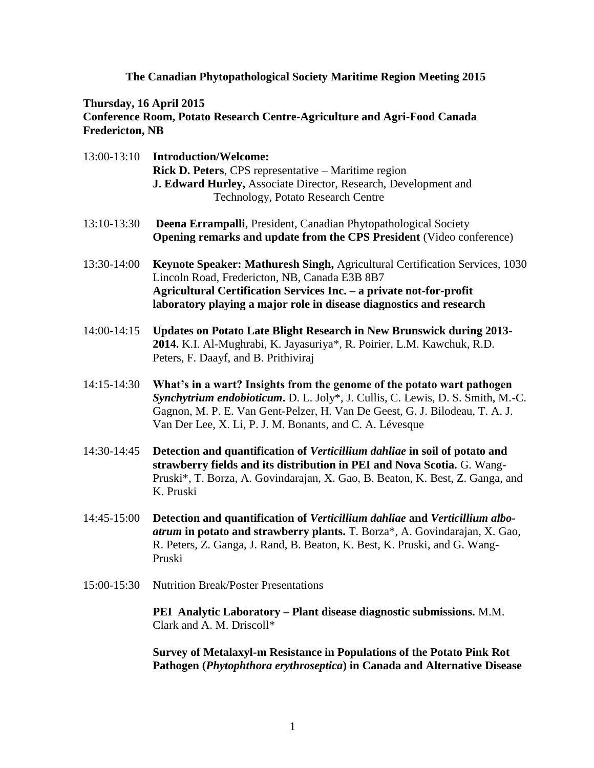**The Canadian Phytopathological Society Maritime Region Meeting 2015**

**Thursday, 16 April 2015**
**Conference Room, Potato Research Centre-Agriculture and Agri-Food Canada**
**Fredericton, NB**

13:00-13:10 **Introduction/Welcome:**
**Rick D. Peters**, CPS representative – Maritime region
**J. Edward Hurley,** Associate Director, Research, Development and Technology, Potato Research Centre

13:10-13:30 **Deena Errampalli**, President, Canadian Phytopathological Society
**Opening remarks and update from the CPS President** (Video conference)

13:30-14:00 **Keynote Speaker: Mathuresh Singh,** Agricultural Certification Services, 1030 Lincoln Road, Fredericton, NB, Canada E3B 8B7
**Agricultural Certification Services Inc. – a private not-for-profit laboratory playing a major role in disease diagnostics and research**

14:00-14:15 **Updates on Potato Late Blight Research in New Brunswick during 2013-2014.** K.I. Al-Mughrabi, K. Jayasuriya*, R. Poirier, L.M. Kawchuk, R.D. Peters, F. Daayf, and B. Prithiviraj

14:15-14:30 **What's in a wart? Insights from the genome of the potato wart pathogen *Synchytrium endobioticum*.** D. L. Joly*, J. Cullis, C. Lewis, D. S. Smith, M.-C. Gagnon, M. P. E. Van Gent-Pelzer, H. Van De Geest, G. J. Bilodeau, T. A. J. Van Der Lee, X. Li, P. J. M. Bonants, and C. A. Lévesque

14:30-14:45 **Detection and quantification of *Verticillium dahliae* in soil of potato and strawberry fields and its distribution in PEI and Nova Scotia.** G. Wang-Pruski*, T. Borza, A. Govindarajan, X. Gao, B. Beaton, K. Best, Z. Ganga, and K. Pruski

14:45-15:00 **Detection and quantification of *Verticillium dahliae* and *Verticillium albo-atrum* in potato and strawberry plants.** T. Borza*, A. Govindarajan, X. Gao, R. Peters, Z. Ganga, J. Rand, B. Beaton, K. Best, K. Pruski, and G. Wang-Pruski

15:00-15:30 Nutrition Break/Poster Presentations

**PEI Analytic Laboratory – Plant disease diagnostic submissions.** M.M. Clark and A. M. Driscoll*

**Survey of Metalaxyl-m Resistance in Populations of the Potato Pink Rot Pathogen (*Phytophthora erythroseptica*) in Canada and Alternative Disease**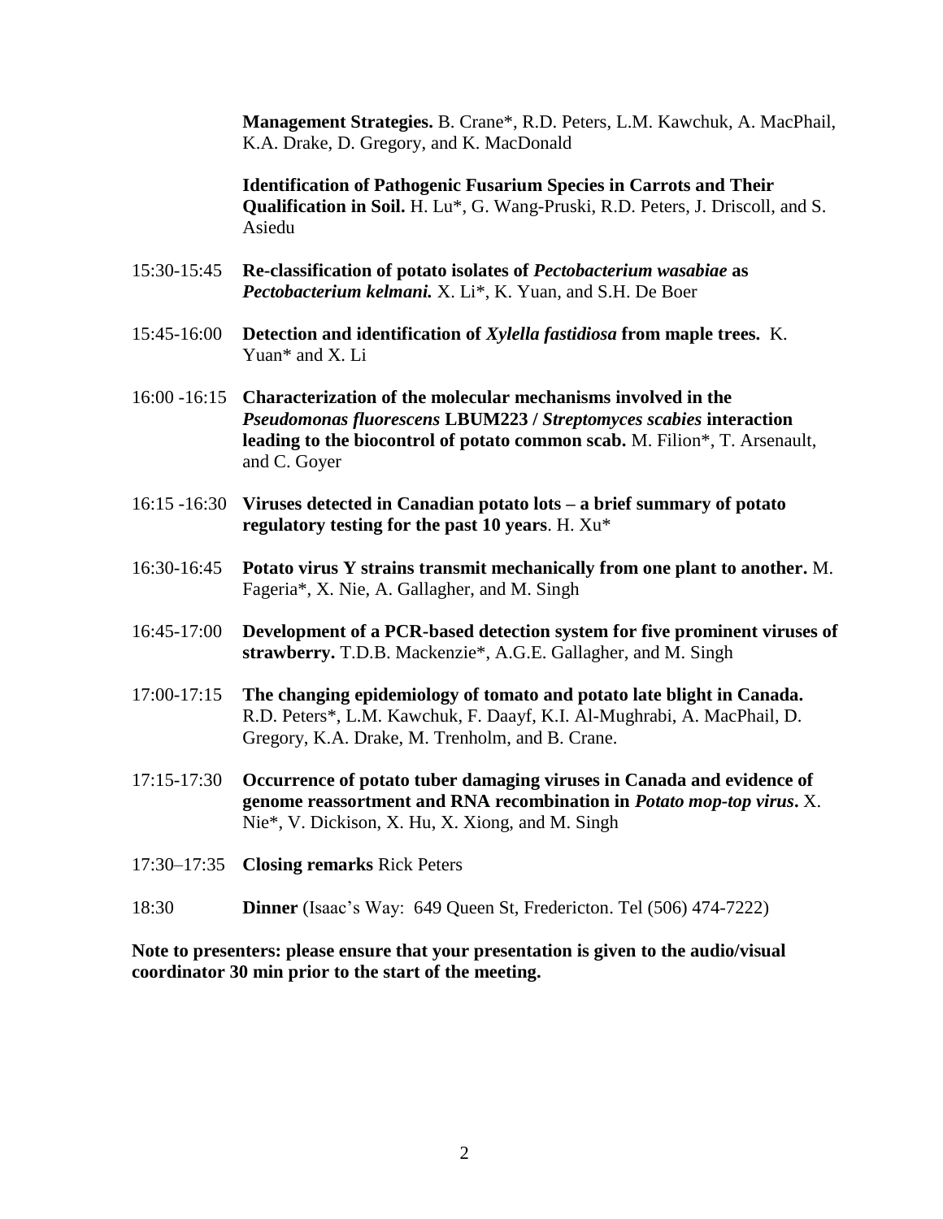**Management Strategies.** B. Crane*, R.D. Peters, L.M. Kawchuk, A. MacPhail, K.A. Drake, D. Gregory, and K. MacDonald

**Identification of Pathogenic Fusarium Species in Carrots and Their Qualification in Soil.** H. Lu*, G. Wang-Pruski, R.D. Peters, J. Driscoll, and S. Asiedu

15:30-15:45 **Re-classification of potato isolates of *Pectobacterium wasabiae* as *Pectobacterium kelmani.*** X. Li*, K. Yuan, and S.H. De Boer

15:45-16:00 **Detection and identification of *Xylella fastidiosa* from maple trees.** K. Yuan* and X. Li

16:00 -16:15 **Characterization of the molecular mechanisms involved in the *Pseudomonas fluorescens* LBUM223 / *Streptomyces scabies* interaction leading to the biocontrol of potato common scab.** M. Filion*, T. Arsenault, and C. Goyer

16:15 -16:30 **Viruses detected in Canadian potato lots – a brief summary of potato regulatory testing for the past 10 years**. H. Xu*

16:30-16:45 **Potato virus Y strains transmit mechanically from one plant to another.** M. Fageria*, X. Nie, A. Gallagher, and M. Singh

16:45-17:00 **Development of a PCR-based detection system for five prominent viruses of strawberry.** T.D.B. Mackenzie*, A.G.E. Gallagher, and M. Singh

17:00-17:15 **The changing epidemiology of tomato and potato late blight in Canada.** R.D. Peters*, L.M. Kawchuk, F. Daayf, K.I. Al-Mughrabi, A. MacPhail, D. Gregory, K.A. Drake, M. Trenholm, and B. Crane.

17:15-17:30 **Occurrence of potato tuber damaging viruses in Canada and evidence of genome reassortment and RNA recombination in *Potato mop-top virus*.** X. Nie*, V. Dickison, X. Hu, X. Xiong, and M. Singh

17:30–17:35 **Closing remarks** Rick Peters

18:30 **Dinner** (Isaac's Way: 649 Queen St, Fredericton. Tel (506) 474-7222)

**Note to presenters: please ensure that your presentation is given to the audio/visual coordinator 30 min prior to the start of the meeting.**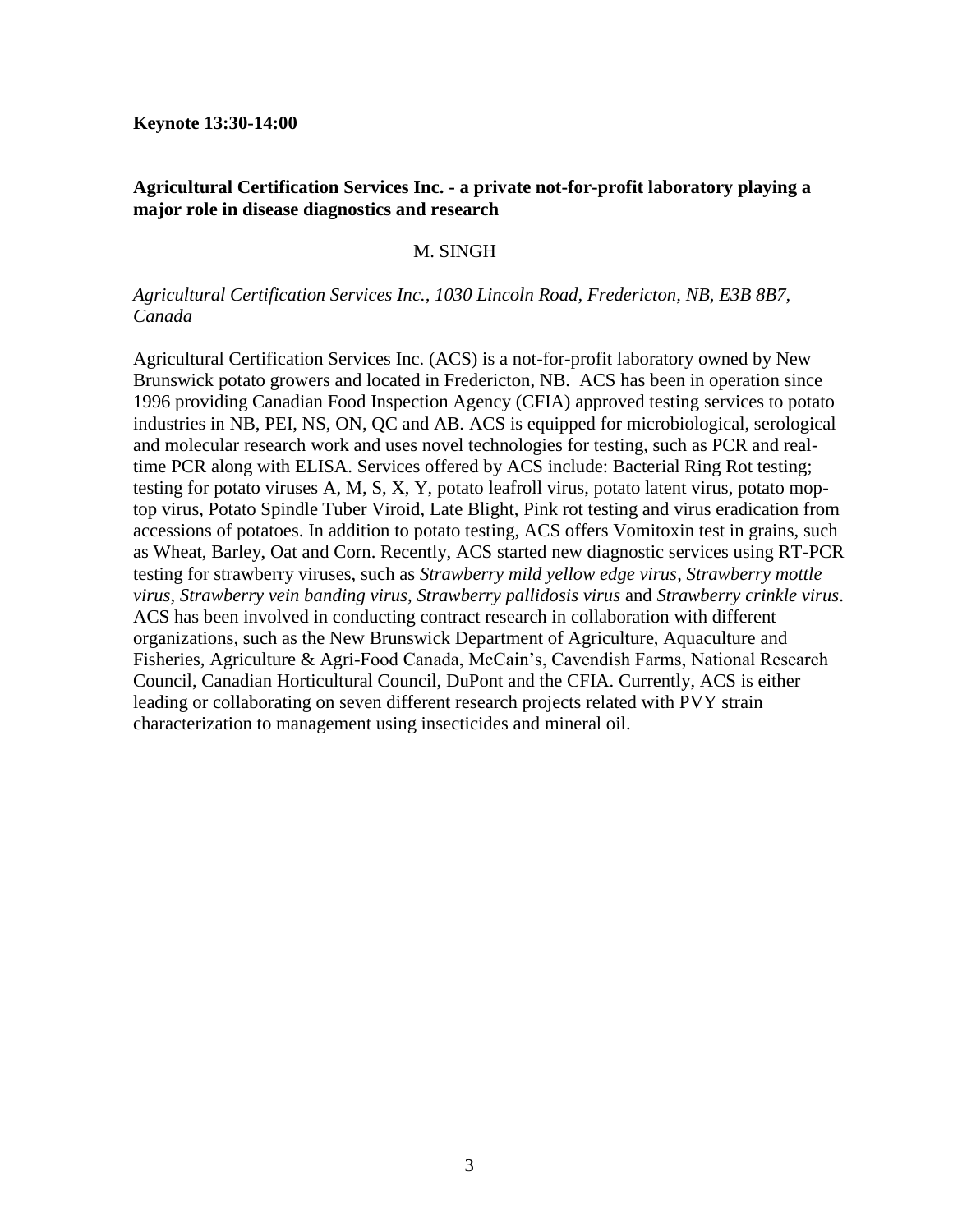**Keynote 13:30-14:00**

**Agricultural Certification Services Inc. - a private not-for-profit laboratory playing a major role in disease diagnostics and research**

M. SINGH

*Agricultural Certification Services Inc., 1030 Lincoln Road, Fredericton, NB, E3B 8B7, Canada*

Agricultural Certification Services Inc. (ACS) is a not-for-profit laboratory owned by New Brunswick potato growers and located in Fredericton, NB. ACS has been in operation since 1996 providing Canadian Food Inspection Agency (CFIA) approved testing services to potato industries in NB, PEI, NS, ON, QC and AB. ACS is equipped for microbiological, serological and molecular research work and uses novel technologies for testing, such as PCR and real-time PCR along with ELISA. Services offered by ACS include: Bacterial Ring Rot testing; testing for potato viruses A, M, S, X, Y, potato leafroll virus, potato latent virus, potato mop-top virus, Potato Spindle Tuber Viroid, Late Blight, Pink rot testing and virus eradication from accessions of potatoes. In addition to potato testing, ACS offers Vomitoxin test in grains, such as Wheat, Barley, Oat and Corn. Recently, ACS started new diagnostic services using RT-PCR testing for strawberry viruses, such as *Strawberry mild yellow edge virus*, *Strawberry mottle virus*, *Strawberry vein banding virus*, *Strawberry pallidosis virus* and *Strawberry crinkle virus*. ACS has been involved in conducting contract research in collaboration with different organizations, such as the New Brunswick Department of Agriculture, Aquaculture and Fisheries, Agriculture & Agri-Food Canada, McCain's, Cavendish Farms, National Research Council, Canadian Horticultural Council, DuPont and the CFIA. Currently, ACS is either leading or collaborating on seven different research projects related with PVY strain characterization to management using insecticides and mineral oil.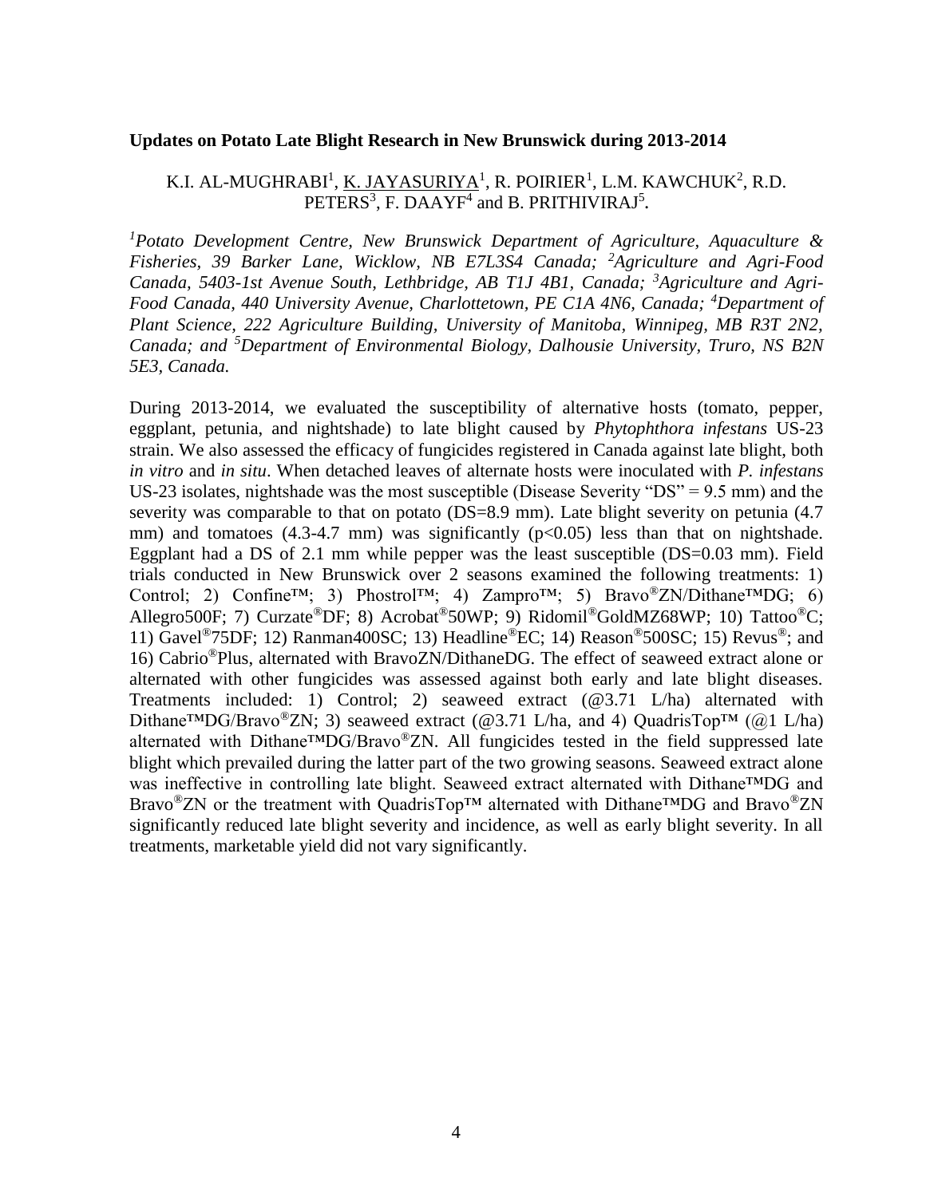**Updates on Potato Late Blight Research in New Brunswick during 2013-2014**

K.I. AL-MUGHRABI[1], K. JAYASURIYA[1], R. POIRIER[1], L.M. KAWCHUK[2], R.D. PETERS[3], F. DAAYF[4] and B. PRITHIVIRAJ[5].

*[1]Potato Development Centre, New Brunswick Department of Agriculture, Aquaculture & Fisheries, 39 Barker Lane, Wicklow, NB E7L3S4 Canada; [2]Agriculture and Agri-Food Canada, 5403-1st Avenue South, Lethbridge, AB T1J 4B1, Canada; [3]Agriculture and Agri-Food Canada, 440 University Avenue, Charlottetown, PE C1A 4N6, Canada; [4]Department of Plant Science, 222 Agriculture Building, University of Manitoba, Winnipeg, MB R3T 2N2, Canada; and [5]Department of Environmental Biology, Dalhousie University, Truro, NS B2N 5E3, Canada.*

During 2013-2014, we evaluated the susceptibility of alternative hosts (tomato, pepper, eggplant, petunia, and nightshade) to late blight caused by *Phytophthora infestans* US-23 strain. We also assessed the efficacy of fungicides registered in Canada against late blight, both *in vitro* and *in situ*. When detached leaves of alternate hosts were inoculated with *P. infestans* US-23 isolates, nightshade was the most susceptible (Disease Severity "DS" = 9.5 mm) and the severity was comparable to that on potato (DS=8.9 mm). Late blight severity on petunia (4.7 mm) and tomatoes (4.3-4.7 mm) was significantly ($p<0.05$) less than that on nightshade. Eggplant had a DS of 2.1 mm while pepper was the least susceptible (DS=0.03 mm). Field trials conducted in New Brunswick over 2 seasons examined the following treatments: 1) Control; 2) Confine™; 3) Phostrol™; 4) Zampro™; 5) Bravo®ZN/Dithane™DG; 6) Allegro500F; 7) Curzate®DF; 8) Acrobat®50WP; 9) Ridomil®GoldMZ68WP; 10) Tattoo®C; 11) Gavel®75DF; 12) Ranman400SC; 13) Headline®EC; 14) Reason®500SC; 15) Revus®; and 16) Cabrio®Plus, alternated with BravoZN/DithaneDG. The effect of seaweed extract alone or alternated with other fungicides was assessed against both early and late blight diseases. Treatments included: 1) Control; 2) seaweed extract (@3.71 L/ha) alternated with Dithane™DG/Bravo®ZN; 3) seaweed extract (@3.71 L/ha, and 4) QuadrisTop™ (@1 L/ha) alternated with Dithane™DG/Bravo®ZN. All fungicides tested in the field suppressed late blight which prevailed during the latter part of the two growing seasons. Seaweed extract alone was ineffective in controlling late blight. Seaweed extract alternated with Dithane™DG and Bravo®ZN or the treatment with QuadrisTop™ alternated with Dithane™DG and Bravo®ZN significantly reduced late blight severity and incidence, as well as early blight severity. In all treatments, marketable yield did not vary significantly.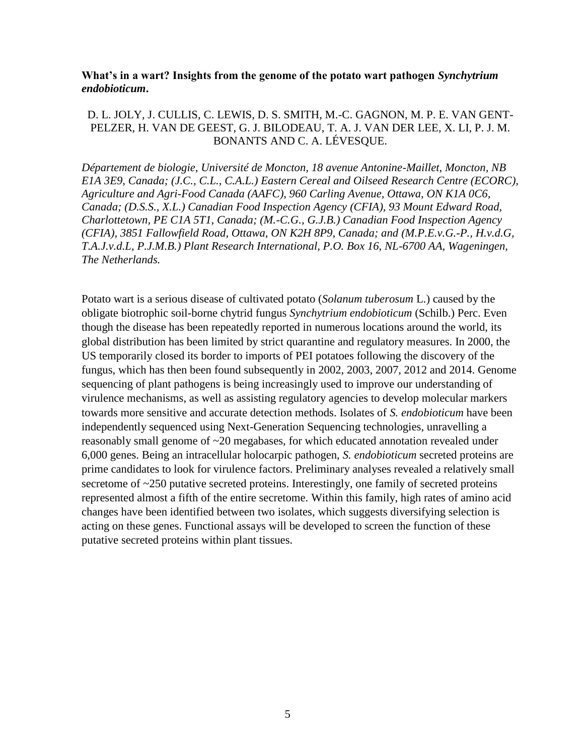**What's in a wart? Insights from the genome of the potato wart pathogen *Synchytrium endobioticum*.**

D. L. JOLY, J. CULLIS, C. LEWIS, D. S. SMITH, M.-C. GAGNON, M. P. E. VAN GENT-PELZER, H. VAN DE GEEST, G. J. BILODEAU, T. A. J. VAN DER LEE, X. LI, P. J. M. BONANTS AND C. A. LÉVESQUE.

*Département de biologie, Université de Moncton, 18 avenue Antonine-Maillet, Moncton, NB E1A 3E9, Canada; (J.C., C.L., C.A.L.) Eastern Cereal and Oilseed Research Centre (ECORC), Agriculture and Agri-Food Canada (AAFC), 960 Carling Avenue, Ottawa, ON K1A 0C6, Canada; (D.S.S., X.L.) Canadian Food Inspection Agency (CFIA), 93 Mount Edward Road, Charlottetown, PE C1A 5T1, Canada; (M.-C.G., G.J.B.) Canadian Food Inspection Agency (CFIA), 3851 Fallowfield Road, Ottawa, ON K2H 8P9, Canada; and (M.P.E.v.G.-P., H.v.d.G, T.A.J.v.d.L, P.J.M.B.) Plant Research International, P.O. Box 16, NL-6700 AA, Wageningen, The Netherlands.*

Potato wart is a serious disease of cultivated potato (*Solanum tuberosum* L.) caused by the obligate biotrophic soil-borne chytrid fungus *Synchytrium endobioticum* (Schilb.) Perc. Even though the disease has been repeatedly reported in numerous locations around the world, its global distribution has been limited by strict quarantine and regulatory measures. In 2000, the US temporarily closed its border to imports of PEI potatoes following the discovery of the fungus, which has then been found subsequently in 2002, 2003, 2007, 2012 and 2014. Genome sequencing of plant pathogens is being increasingly used to improve our understanding of virulence mechanisms, as well as assisting regulatory agencies to develop molecular markers towards more sensitive and accurate detection methods. Isolates of *S. endobioticum* have been independently sequenced using Next-Generation Sequencing technologies, unravelling a reasonably small genome of ~20 megabases, for which educated annotation revealed under 6,000 genes. Being an intracellular holocarpic pathogen, *S. endobioticum* secreted proteins are prime candidates to look for virulence factors. Preliminary analyses revealed a relatively small secretome of ~250 putative secreted proteins. Interestingly, one family of secreted proteins represented almost a fifth of the entire secretome. Within this family, high rates of amino acid changes have been identified between two isolates, which suggests diversifying selection is acting on these genes. Functional assays will be developed to screen the function of these putative secreted proteins within plant tissues.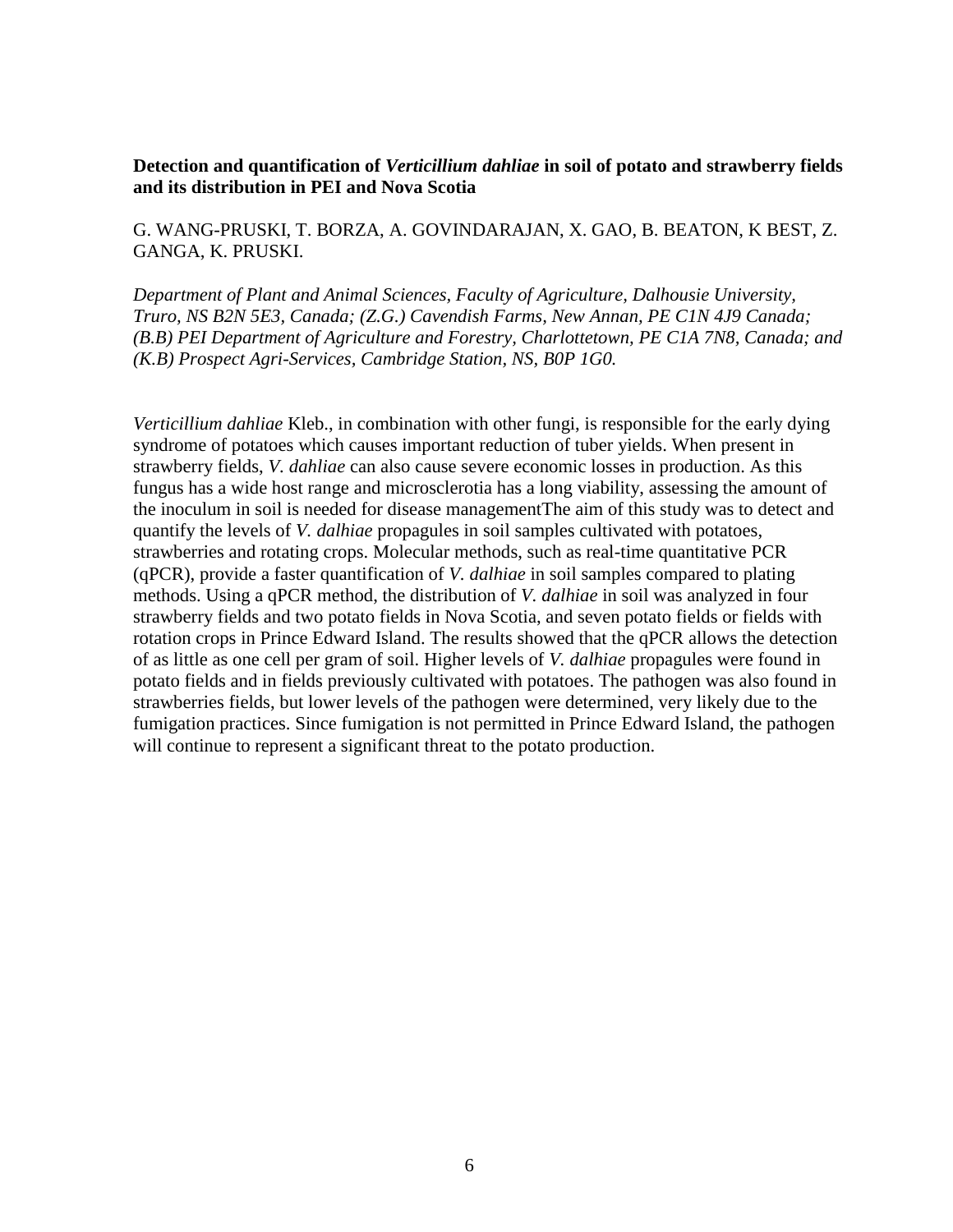**Detection and quantification of *Verticillium dahliae* in soil of potato and strawberry fields and its distribution in PEI and Nova Scotia**

G. WANG-PRUSKI, T. BORZA, A. GOVINDARAJAN, X. GAO, B. BEATON, K BEST, Z. GANGA, K. PRUSKI.

*Department of Plant and Animal Sciences, Faculty of Agriculture, Dalhousie University, Truro, NS B2N 5E3, Canada; (Z.G.) Cavendish Farms, New Annan, PE C1N 4J9 Canada; (B.B) PEI Department of Agriculture and Forestry, Charlottetown, PE C1A 7N8, Canada; and (K.B) Prospect Agri-Services, Cambridge Station, NS, B0P 1G0.*

*Verticillium dahliae* Kleb., in combination with other fungi, is responsible for the early dying syndrome of potatoes which causes important reduction of tuber yields. When present in strawberry fields, *V. dahliae* can also cause severe economic losses in production. As this fungus has a wide host range and microsclerotia has a long viability, assessing the amount of the inoculum in soil is needed for disease managementThe aim of this study was to detect and quantify the levels of *V. dalhiae* propagules in soil samples cultivated with potatoes, strawberries and rotating crops. Molecular methods, such as real-time quantitative PCR (qPCR), provide a faster quantification of *V. dalhiae* in soil samples compared to plating methods. Using a qPCR method, the distribution of *V. dalhiae* in soil was analyzed in four strawberry fields and two potato fields in Nova Scotia, and seven potato fields or fields with rotation crops in Prince Edward Island. The results showed that the qPCR allows the detection of as little as one cell per gram of soil. Higher levels of *V. dalhiae* propagules were found in potato fields and in fields previously cultivated with potatoes. The pathogen was also found in strawberries fields, but lower levels of the pathogen were determined, very likely due to the fumigation practices. Since fumigation is not permitted in Prince Edward Island, the pathogen will continue to represent a significant threat to the potato production.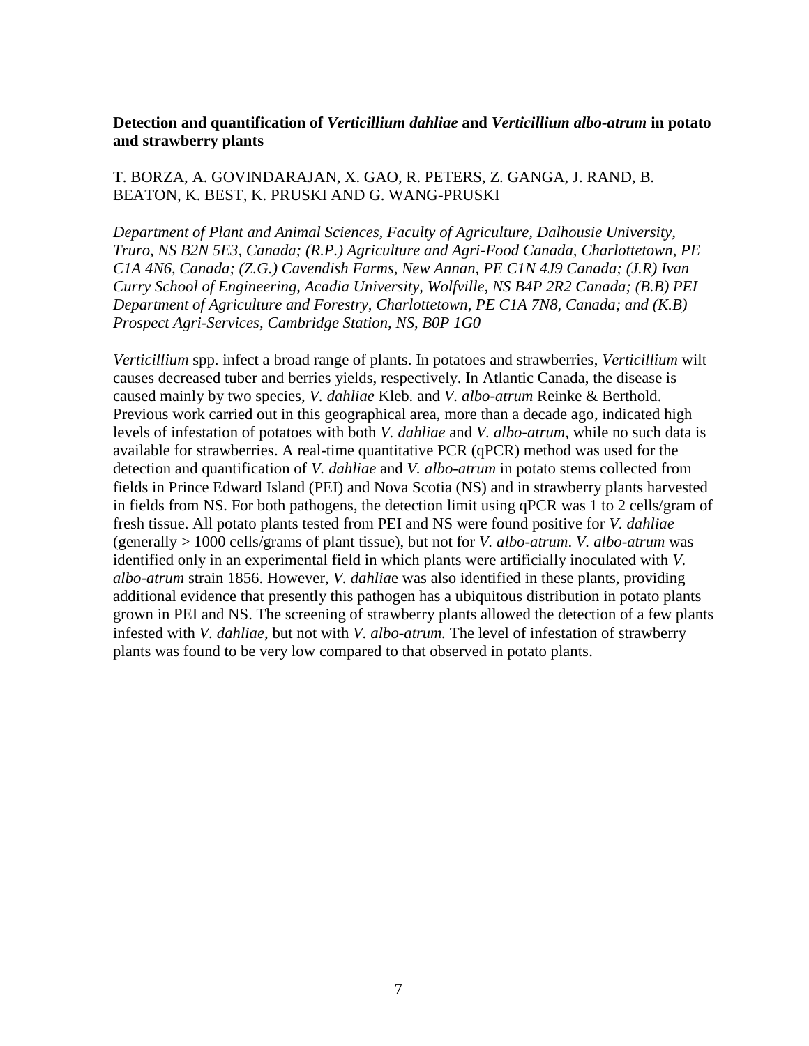**Detection and quantification of *Verticillium dahliae* and *Verticillium albo-atrum* in potato and strawberry plants**

T. BORZA, A. GOVINDARAJAN, X. GAO, R. PETERS, Z. GANGA, J. RAND, B. BEATON, K. BEST, K. PRUSKI AND G. WANG-PRUSKI

*Department of Plant and Animal Sciences, Faculty of Agriculture, Dalhousie University, Truro, NS B2N 5E3, Canada; (R.P.) Agriculture and Agri-Food Canada, Charlottetown, PE C1A 4N6, Canada; (Z.G.) Cavendish Farms, New Annan, PE C1N 4J9 Canada; (J.R) Ivan Curry School of Engineering, Acadia University, Wolfville, NS B4P 2R2 Canada; (B.B) PEI Department of Agriculture and Forestry, Charlottetown, PE C1A 7N8, Canada; and (K.B) Prospect Agri-Services, Cambridge Station, NS, B0P 1G0*

*Verticillium* spp. infect a broad range of plants. In potatoes and strawberries, *Verticillium* wilt causes decreased tuber and berries yields, respectively. In Atlantic Canada, the disease is caused mainly by two species, *V. dahliae* Kleb. and *V. albo-atrum* Reinke & Berthold. Previous work carried out in this geographical area, more than a decade ago, indicated high levels of infestation of potatoes with both *V. dahliae* and *V. albo-atrum*, while no such data is available for strawberries. A real-time quantitative PCR (qPCR) method was used for the detection and quantification of *V. dahliae* and *V. albo-atrum* in potato stems collected from fields in Prince Edward Island (PEI) and Nova Scotia (NS) and in strawberry plants harvested in fields from NS. For both pathogens, the detection limit using qPCR was 1 to 2 cells/gram of fresh tissue. All potato plants tested from PEI and NS were found positive for *V. dahliae* (generally > 1000 cells/grams of plant tissue), but not for *V. albo-atrum*. *V. albo-atrum* was identified only in an experimental field in which plants were artificially inoculated with *V. albo-atrum* strain 1856. However, *V. dahliae* was also identified in these plants, providing additional evidence that presently this pathogen has a ubiquitous distribution in potato plants grown in PEI and NS. The screening of strawberry plants allowed the detection of a few plants infested with *V. dahliae*, but not with *V. albo-atrum.* The level of infestation of strawberry plants was found to be very low compared to that observed in potato plants.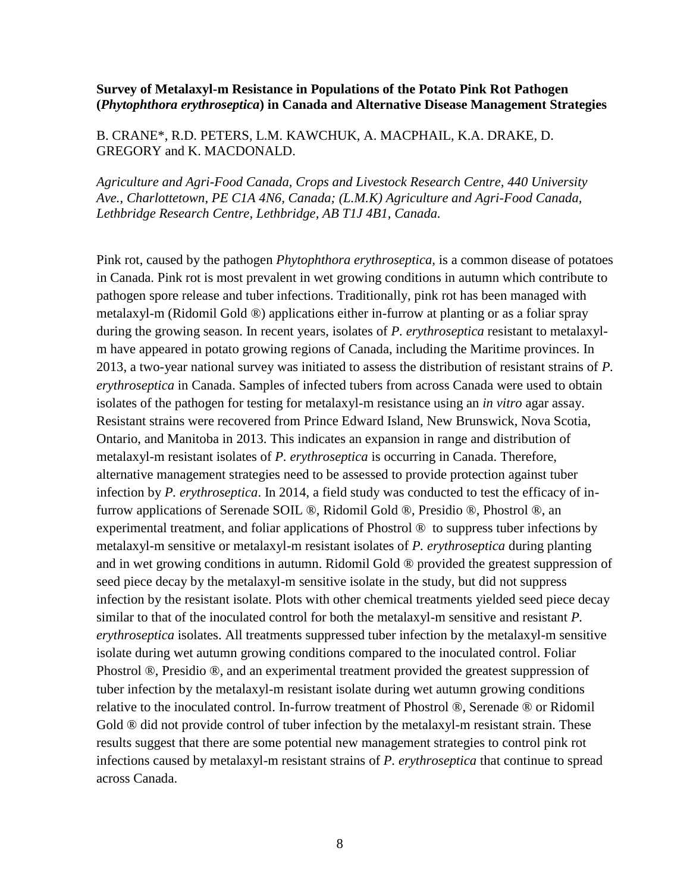**Survey of Metalaxyl-m Resistance in Populations of the Potato Pink Rot Pathogen (*Phytophthora erythroseptica*) in Canada and Alternative Disease Management Strategies**

B. CRANE*, R.D. PETERS, L.M. KAWCHUK, A. MACPHAIL, K.A. DRAKE, D. GREGORY and K. MACDONALD.

*Agriculture and Agri-Food Canada, Crops and Livestock Research Centre, 440 University Ave., Charlottetown, PE C1A 4N6, Canada; (L.M.K) Agriculture and Agri-Food Canada, Lethbridge Research Centre, Lethbridge, AB T1J 4B1, Canada.*

Pink rot, caused by the pathogen *Phytophthora erythroseptica,* is a common disease of potatoes in Canada. Pink rot is most prevalent in wet growing conditions in autumn which contribute to pathogen spore release and tuber infections. Traditionally, pink rot has been managed with metalaxyl-m (Ridomil Gold ®) applications either in-furrow at planting or as a foliar spray during the growing season. In recent years, isolates of *P. erythroseptica* resistant to metalaxyl-m have appeared in potato growing regions of Canada, including the Maritime provinces. In 2013, a two-year national survey was initiated to assess the distribution of resistant strains of *P. erythroseptica* in Canada. Samples of infected tubers from across Canada were used to obtain isolates of the pathogen for testing for metalaxyl-m resistance using an *in vitro* agar assay. Resistant strains were recovered from Prince Edward Island, New Brunswick, Nova Scotia, Ontario, and Manitoba in 2013. This indicates an expansion in range and distribution of metalaxyl-m resistant isolates of *P. erythroseptica* is occurring in Canada. Therefore, alternative management strategies need to be assessed to provide protection against tuber infection by *P. erythroseptica*. In 2014, a field study was conducted to test the efficacy of in-furrow applications of Serenade SOIL ®, Ridomil Gold ®, Presidio ®, Phostrol ®, an experimental treatment, and foliar applications of Phostrol ® to suppress tuber infections by metalaxyl-m sensitive or metalaxyl-m resistant isolates of *P. erythroseptica* during planting and in wet growing conditions in autumn. Ridomil Gold ® provided the greatest suppression of seed piece decay by the metalaxyl-m sensitive isolate in the study, but did not suppress infection by the resistant isolate. Plots with other chemical treatments yielded seed piece decay similar to that of the inoculated control for both the metalaxyl-m sensitive and resistant *P. erythroseptica* isolates. All treatments suppressed tuber infection by the metalaxyl-m sensitive isolate during wet autumn growing conditions compared to the inoculated control. Foliar Phostrol ®, Presidio ®, and an experimental treatment provided the greatest suppression of tuber infection by the metalaxyl-m resistant isolate during wet autumn growing conditions relative to the inoculated control. In-furrow treatment of Phostrol ®, Serenade ® or Ridomil Gold ® did not provide control of tuber infection by the metalaxyl-m resistant strain. These results suggest that there are some potential new management strategies to control pink rot infections caused by metalaxyl-m resistant strains of *P. erythroseptica* that continue to spread across Canada.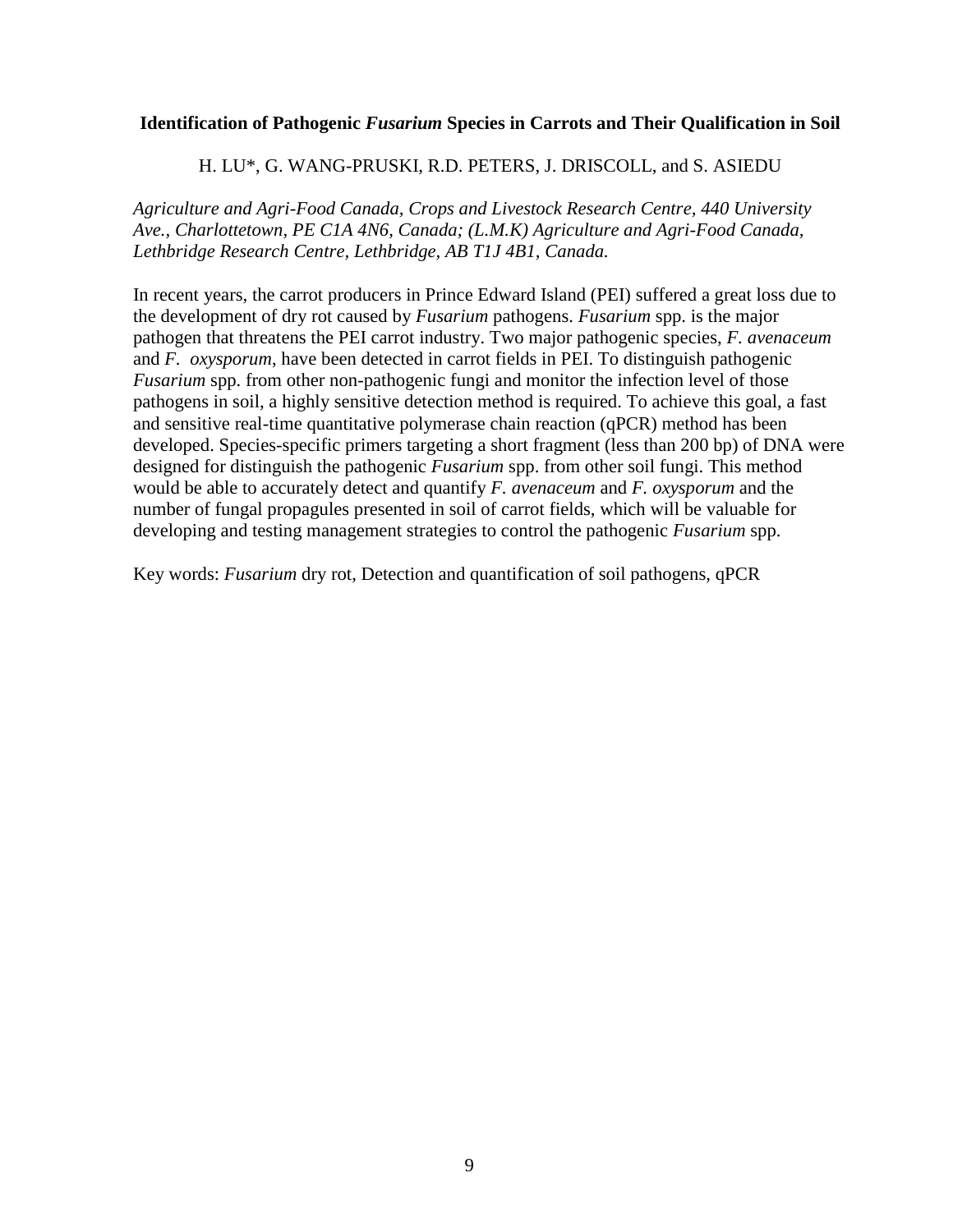**Identification of Pathogenic *Fusarium* Species in Carrots and Their Qualification in Soil**

H. LU*, G. WANG-PRUSKI, R.D. PETERS, J. DRISCOLL, and S. ASIEDU

*Agriculture and Agri-Food Canada, Crops and Livestock Research Centre, 440 University Ave., Charlottetown, PE C1A 4N6, Canada; (L.M.K) Agriculture and Agri-Food Canada, Lethbridge Research Centre, Lethbridge, AB T1J 4B1, Canada.*

In recent years, the carrot producers in Prince Edward Island (PEI) suffered a great loss due to the development of dry rot caused by *Fusarium* pathogens. *Fusarium* spp. is the major pathogen that threatens the PEI carrot industry. Two major pathogenic species, *F. avenaceum* and *F. oxysporum*, have been detected in carrot fields in PEI. To distinguish pathogenic *Fusarium* spp. from other non-pathogenic fungi and monitor the infection level of those pathogens in soil, a highly sensitive detection method is required. To achieve this goal, a fast and sensitive real-time quantitative polymerase chain reaction (qPCR) method has been developed. Species-specific primers targeting a short fragment (less than 200 bp) of DNA were designed for distinguish the pathogenic *Fusarium* spp. from other soil fungi. This method would be able to accurately detect and quantify *F. avenaceum* and *F. oxysporum* and the number of fungal propagules presented in soil of carrot fields, which will be valuable for developing and testing management strategies to control the pathogenic *Fusarium* spp.

Key words: *Fusarium* dry rot, Detection and quantification of soil pathogens, qPCR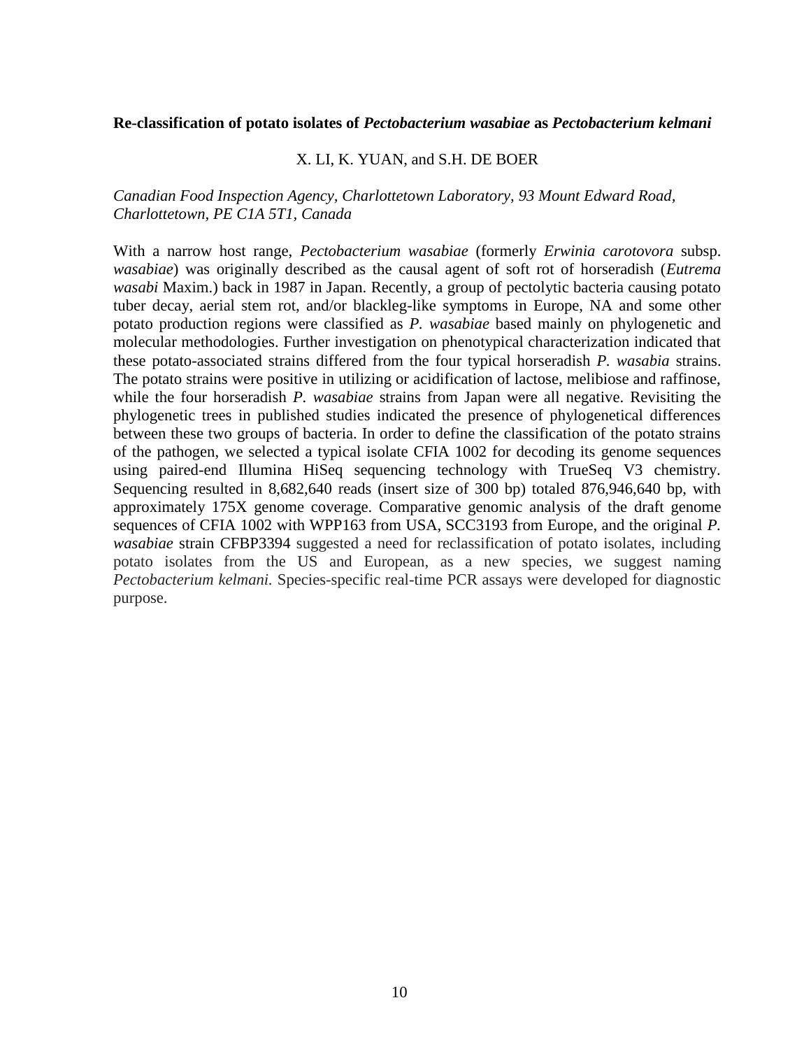### Re-classification of potato isolates of *Pectobacterium wasabiae* as *Pectobacterium kelmani*

X. LI, K. YUAN, and S.H. DE BOER

*Canadian Food Inspection Agency, Charlottetown Laboratory, 93 Mount Edward Road, Charlottetown, PE C1A 5T1, Canada*

With a narrow host range, *Pectobacterium wasabiae* (formerly *Erwinia carotovora* subsp. *wasabiae*) was originally described as the causal agent of soft rot of horseradish (*Eutrema wasabi* Maxim.) back in 1987 in Japan. Recently, a group of pectolytic bacteria causing potato tuber decay, aerial stem rot, and/or blackleg-like symptoms in Europe, NA and some other potato production regions were classified as *P. wasabiae* based mainly on phylogenetic and molecular methodologies. Further investigation on phenotypical characterization indicated that these potato-associated strains differed from the four typical horseradish *P. wasabia* strains. The potato strains were positive in utilizing or acidification of lactose, melibiose and raffinose, while the four horseradish *P. wasabiae* strains from Japan were all negative. Revisiting the phylogenetic trees in published studies indicated the presence of phylogenetical differences between these two groups of bacteria. In order to define the classification of the potato strains of the pathogen, we selected a typical isolate CFIA 1002 for decoding its genome sequences using paired-end Illumina HiSeq sequencing technology with TrueSeq V3 chemistry. Sequencing resulted in 8,682,640 reads (insert size of 300 bp) totaled 876,946,640 bp, with approximately 175X genome coverage. Comparative genomic analysis of the draft genome sequences of CFIA 1002 with WPP163 from USA, SCC3193 from Europe, and the original *P. wasabiae* strain CFBP3394 suggested a need for reclassification of potato isolates, including potato isolates from the US and European, as a new species, we suggest naming *Pectobacterium kelmani*. Species-specific real-time PCR assays were developed for diagnostic purpose.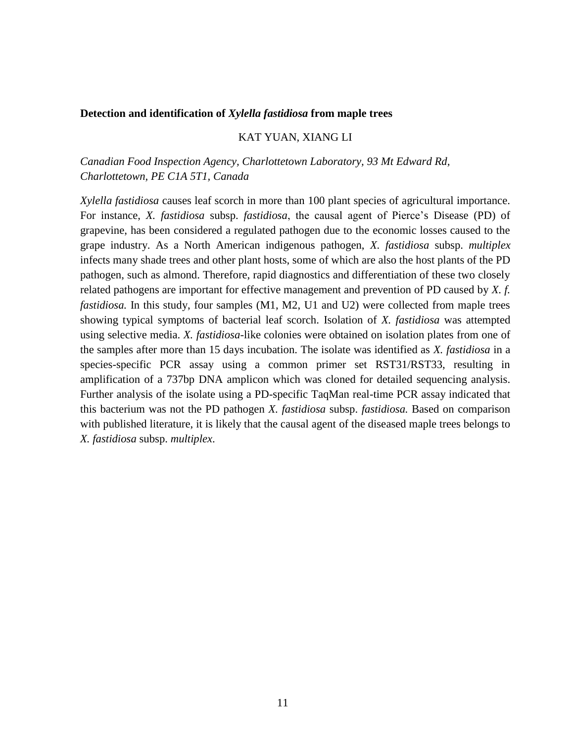**Detection and identification of *Xylella fastidiosa* from maple trees**

KAT YUAN, XIANG LI

*Canadian Food Inspection Agency, Charlottetown Laboratory, 93 Mt Edward Rd, Charlottetown, PE C1A 5T1, Canada*

*Xylella fastidiosa* causes leaf scorch in more than 100 plant species of agricultural importance. For instance, *X. fastidiosa* subsp. *fastidiosa*, the causal agent of Pierce's Disease (PD) of grapevine, has been considered a regulated pathogen due to the economic losses caused to the grape industry. As a North American indigenous pathogen, *X. fastidiosa* subsp. *multiplex* infects many shade trees and other plant hosts, some of which are also the host plants of the PD pathogen, such as almond. Therefore, rapid diagnostics and differentiation of these two closely related pathogens are important for effective management and prevention of PD caused by *X. f. fastidiosa.* In this study, four samples (M1, M2, U1 and U2) were collected from maple trees showing typical symptoms of bacterial leaf scorch. Isolation of *X. fastidiosa* was attempted using selective media. *X. fastidiosa*-like colonies were obtained on isolation plates from one of the samples after more than 15 days incubation. The isolate was identified as *X. fastidiosa* in a species-specific PCR assay using a common primer set RST31/RST33, resulting in amplification of a 737bp DNA amplicon which was cloned for detailed sequencing analysis. Further analysis of the isolate using a PD-specific TaqMan real-time PCR assay indicated that this bacterium was not the PD pathogen *X. fastidiosa* subsp. *fastidiosa.* Based on comparison with published literature, it is likely that the causal agent of the diseased maple trees belongs to *X. fastidiosa* subsp. *multiplex*.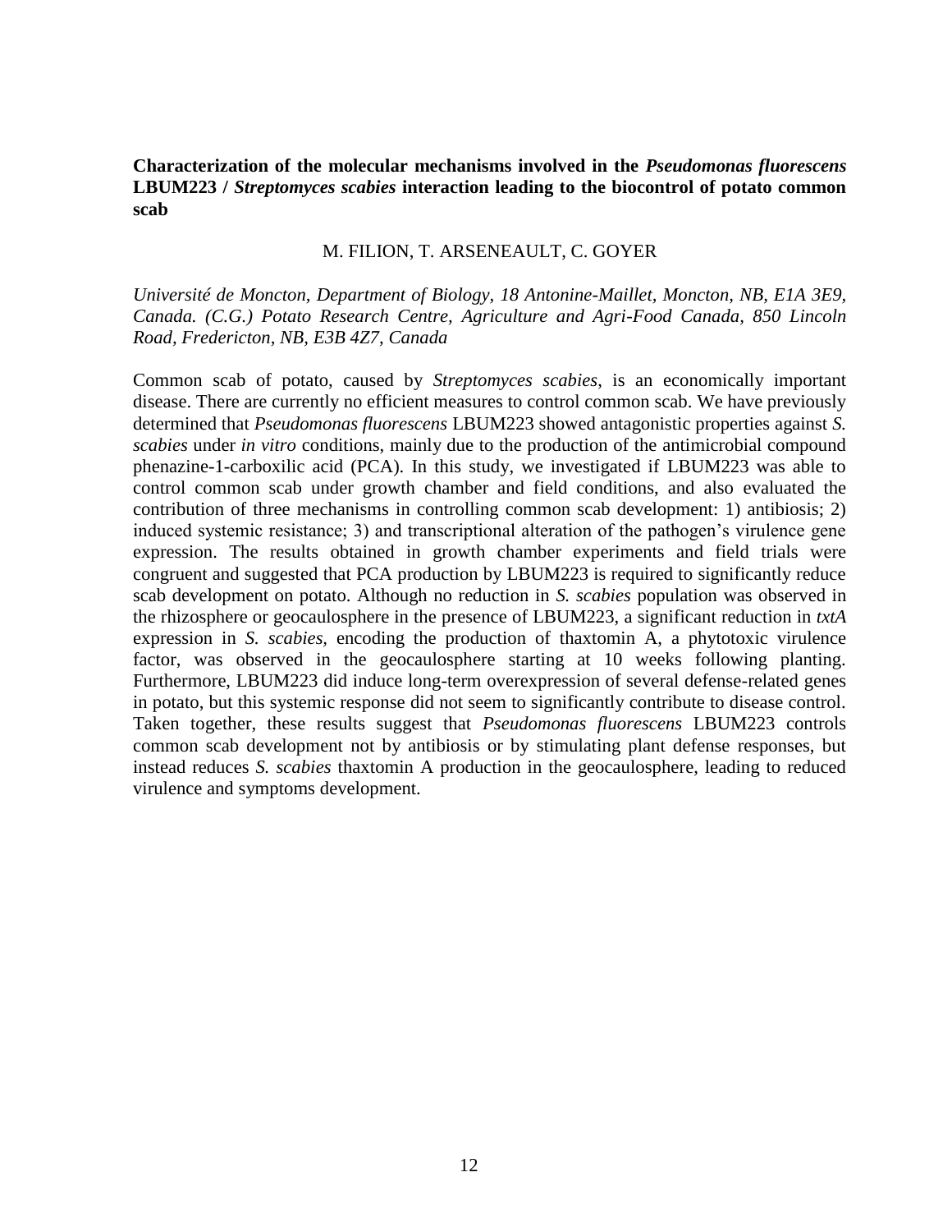## Characterization of the molecular mechanisms involved in the *Pseudomonas fluorescens* LBUM223 / *Streptomyces scabies* interaction leading to the biocontrol of potato common scab

M. FILION, T. ARSENEAULT, C. GOYER

*Université de Moncton, Department of Biology, 18 Antonine-Maillet, Moncton, NB, E1A 3E9, Canada. (C.G.) Potato Research Centre, Agriculture and Agri-Food Canada, 850 Lincoln Road, Fredericton, NB, E3B 4Z7, Canada*

Common scab of potato, caused by *Streptomyces scabies*, is an economically important disease. There are currently no efficient measures to control common scab. We have previously determined that *Pseudomonas fluorescens* LBUM223 showed antagonistic properties against *S. scabies* under *in vitro* conditions, mainly due to the production of the antimicrobial compound phenazine-1-carboxilic acid (PCA). In this study, we investigated if LBUM223 was able to control common scab under growth chamber and field conditions, and also evaluated the contribution of three mechanisms in controlling common scab development: 1) antibiosis; 2) induced systemic resistance; 3) and transcriptional alteration of the pathogen's virulence gene expression. The results obtained in growth chamber experiments and field trials were congruent and suggested that PCA production by LBUM223 is required to significantly reduce scab development on potato. Although no reduction in *S. scabies* population was observed in the rhizosphere or geocaulosphere in the presence of LBUM223, a significant reduction in *txtA* expression in *S. scabies*, encoding the production of thaxtomin A, a phytotoxic virulence factor, was observed in the geocaulosphere starting at 10 weeks following planting. Furthermore, LBUM223 did induce long-term overexpression of several defense-related genes in potato, but this systemic response did not seem to significantly contribute to disease control. Taken together, these results suggest that *Pseudomonas fluorescens* LBUM223 controls common scab development not by antibiosis or by stimulating plant defense responses, but instead reduces *S. scabies* thaxtomin A production in the geocaulosphere, leading to reduced virulence and symptoms development.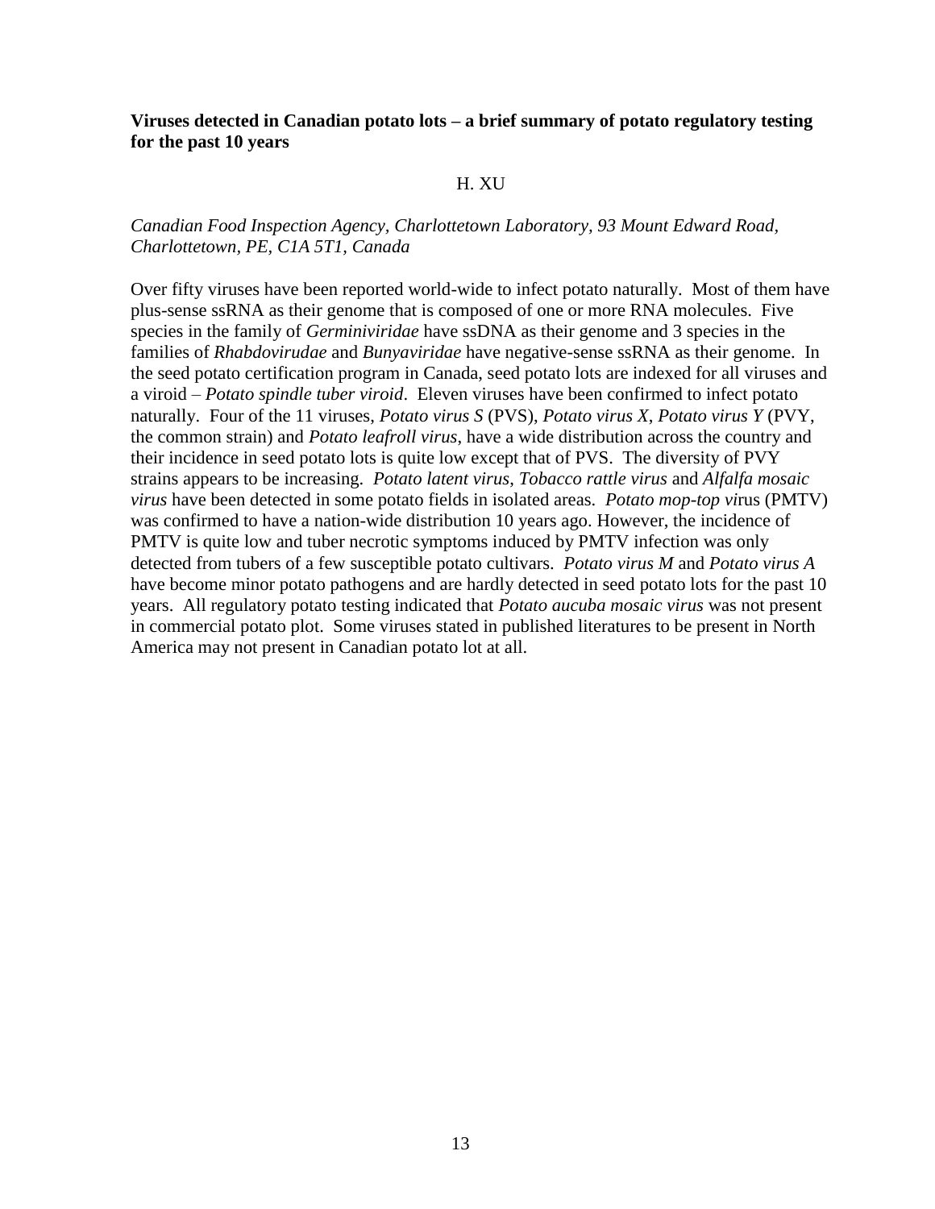**Viruses detected in Canadian potato lots – a brief summary of potato regulatory testing for the past 10 years**

H. XU

*Canadian Food Inspection Agency, Charlottetown Laboratory, 93 Mount Edward Road, Charlottetown, PE, C1A 5T1, Canada*

Over fifty viruses have been reported world-wide to infect potato naturally. Most of them have plus-sense ssRNA as their genome that is composed of one or more RNA molecules. Five species in the family of *Germiniviridae* have ssDNA as their genome and 3 species in the families of *Rhabdovirudae* and *Bunyaviridae* have negative-sense ssRNA as their genome. In the seed potato certification program in Canada, seed potato lots are indexed for all viruses and a viroid – *Potato spindle tuber viroid*. Eleven viruses have been confirmed to infect potato naturally. Four of the 11 viruses, *Potato virus S* (PVS), *Potato virus X*, *Potato virus Y* (PVY, the common strain) and *Potato leafroll virus*, have a wide distribution across the country and their incidence in seed potato lots is quite low except that of PVS. The diversity of PVY strains appears to be increasing. *Potato latent virus*, *Tobacco rattle virus* and *Alfalfa mosaic virus* have been detected in some potato fields in isolated areas. *Potato mop-top vi*rus (PMTV) was confirmed to have a nation-wide distribution 10 years ago. However, the incidence of PMTV is quite low and tuber necrotic symptoms induced by PMTV infection was only detected from tubers of a few susceptible potato cultivars. *Potato virus M* and *Potato virus A* have become minor potato pathogens and are hardly detected in seed potato lots for the past 10 years. All regulatory potato testing indicated that *Potato aucuba mosaic virus* was not present in commercial potato plot. Some viruses stated in published literatures to be present in North America may not present in Canadian potato lot at all.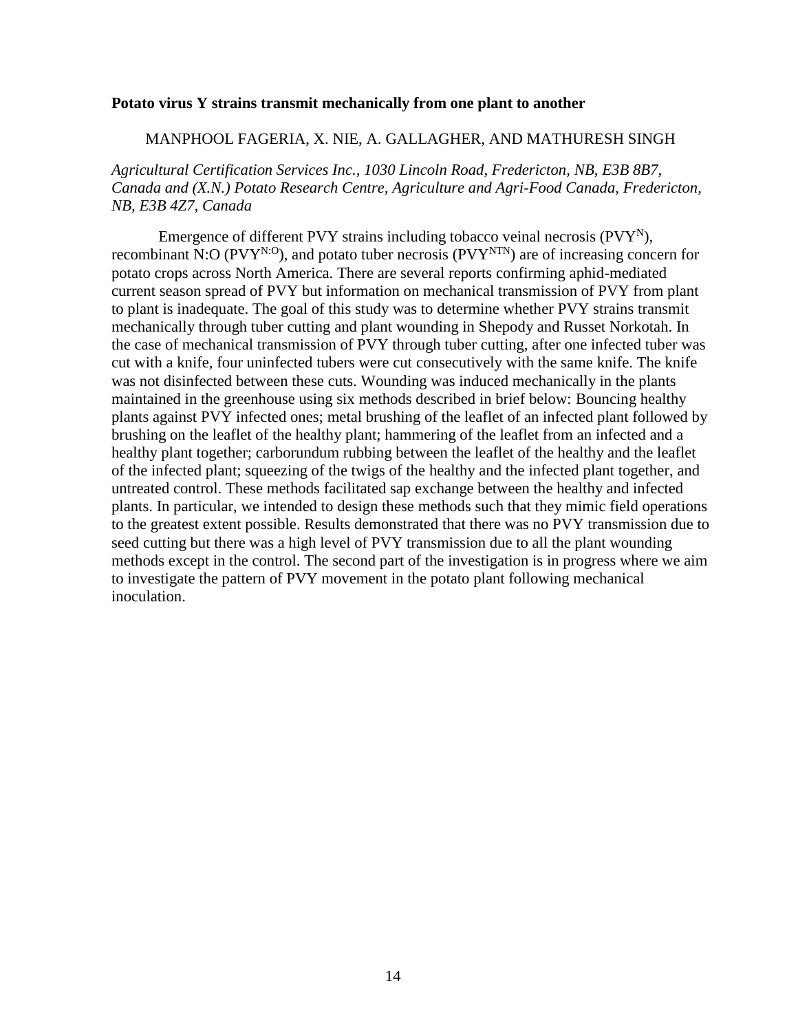**Potato virus Y strains transmit mechanically from one plant to another**

MANPHOOL FAGERIA, X. NIE, A. GALLAGHER, AND MATHURESH SINGH

*Agricultural Certification Services Inc., 1030 Lincoln Road, Fredericton, NB, E3B 8B7, Canada and (X.N.) Potato Research Centre, Agriculture and Agri-Food Canada, Fredericton, NB, E3B 4Z7, Canada*

Emergence of different PVY strains including tobacco veinal necrosis ($PVY^{N}$), recombinant N:O ($PVY^{N:O}$), and potato tuber necrosis ($PVY^{NTN}$) are of increasing concern for potato crops across North America. There are several reports confirming aphid-mediated current season spread of PVY but information on mechanical transmission of PVY from plant to plant is inadequate. The goal of this study was to determine whether PVY strains transmit mechanically through tuber cutting and plant wounding in Shepody and Russet Norkotah. In the case of mechanical transmission of PVY through tuber cutting, after one infected tuber was cut with a knife, four uninfected tubers were cut consecutively with the same knife. The knife was not disinfected between these cuts. Wounding was induced mechanically in the plants maintained in the greenhouse using six methods described in brief below: Bouncing healthy plants against PVY infected ones; metal brushing of the leaflet of an infected plant followed by brushing on the leaflet of the healthy plant; hammering of the leaflet from an infected and a healthy plant together; carborundum rubbing between the leaflet of the healthy and the leaflet of the infected plant; squeezing of the twigs of the healthy and the infected plant together, and untreated control. These methods facilitated sap exchange between the healthy and infected plants. In particular, we intended to design these methods such that they mimic field operations to the greatest extent possible. Results demonstrated that there was no PVY transmission due to seed cutting but there was a high level of PVY transmission due to all the plant wounding methods except in the control. The second part of the investigation is in progress where we aim to investigate the pattern of PVY movement in the potato plant following mechanical inoculation.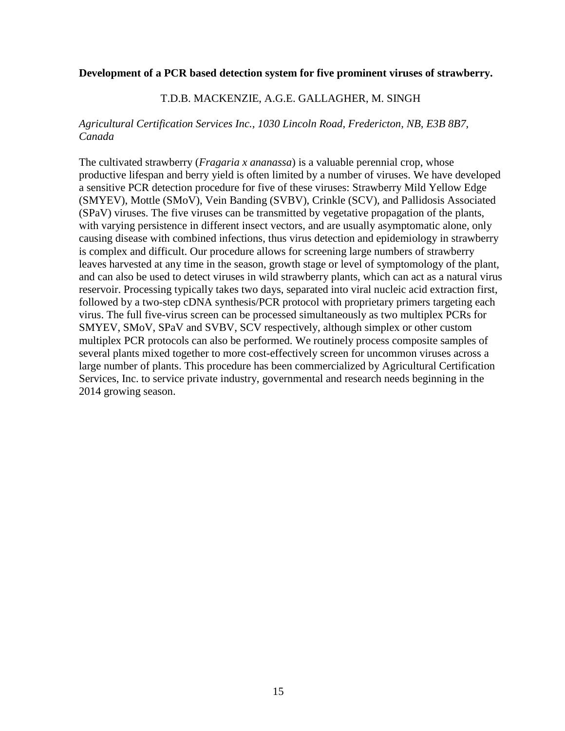**Development of a PCR based detection system for five prominent viruses of strawberry.**

T.D.B. MACKENZIE, A.G.E. GALLAGHER, M. SINGH

*Agricultural Certification Services Inc., 1030 Lincoln Road, Fredericton, NB, E3B 8B7, Canada*

The cultivated strawberry (*Fragaria x ananassa*) is a valuable perennial crop, whose productive lifespan and berry yield is often limited by a number of viruses. We have developed a sensitive PCR detection procedure for five of these viruses: Strawberry Mild Yellow Edge (SMYEV), Mottle (SMoV), Vein Banding (SVBV), Crinkle (SCV), and Pallidosis Associated (SPaV) viruses. The five viruses can be transmitted by vegetative propagation of the plants, with varying persistence in different insect vectors, and are usually asymptomatic alone, only causing disease with combined infections, thus virus detection and epidemiology in strawberry is complex and difficult. Our procedure allows for screening large numbers of strawberry leaves harvested at any time in the season, growth stage or level of symptomology of the plant, and can also be used to detect viruses in wild strawberry plants, which can act as a natural virus reservoir. Processing typically takes two days, separated into viral nucleic acid extraction first, followed by a two-step cDNA synthesis/PCR protocol with proprietary primers targeting each virus. The full five-virus screen can be processed simultaneously as two multiplex PCRs for SMYEV, SMoV, SPaV and SVBV, SCV respectively, although simplex or other custom multiplex PCR protocols can also be performed. We routinely process composite samples of several plants mixed together to more cost-effectively screen for uncommon viruses across a large number of plants. This procedure has been commercialized by Agricultural Certification Services, Inc. to service private industry, governmental and research needs beginning in the 2014 growing season.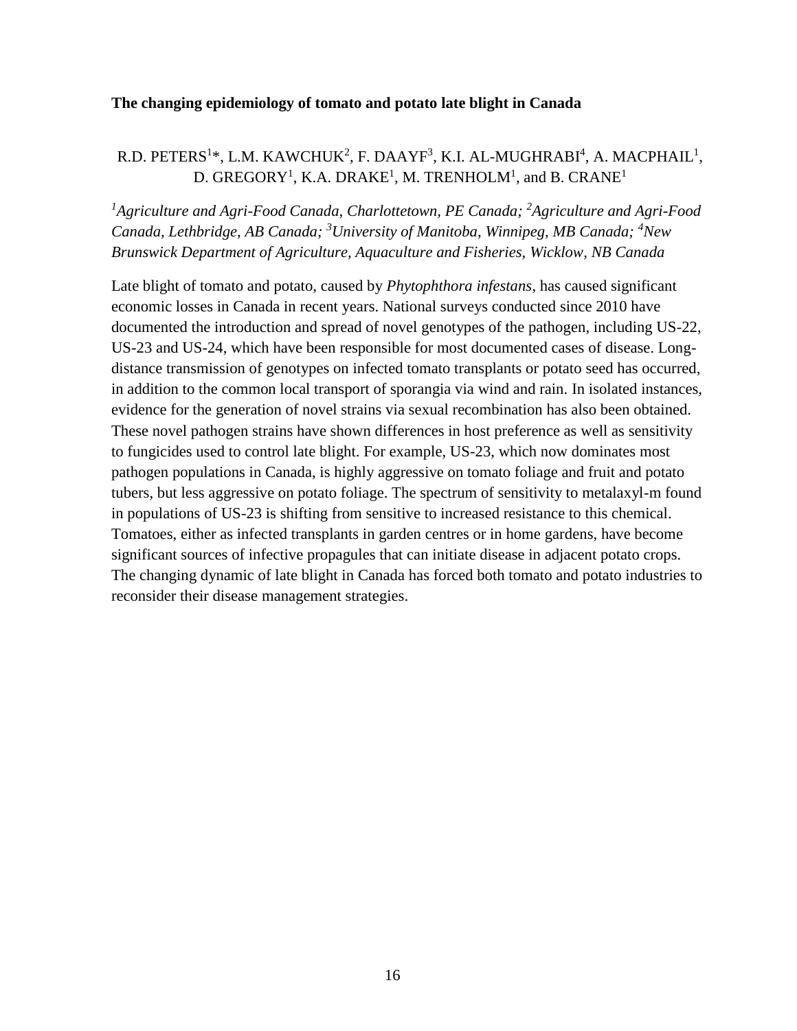**The changing epidemiology of tomato and potato late blight in Canada**

R.D. PETERS[1]*, L.M. KAWCHUK[2], F. DAAYF[3], K.I. AL-MUGHRABI[4], A. MACPHAIL[1], D. GREGORY[1], K.A. DRAKE[1], M. TRENHOLM[1], and B. CRANE[1]

*[1]Agriculture and Agri-Food Canada, Charlottetown, PE Canada; [2]Agriculture and Agri-Food Canada, Lethbridge, AB Canada; [3]University of Manitoba, Winnipeg, MB Canada; [4]New Brunswick Department of Agriculture, Aquaculture and Fisheries, Wicklow, NB Canada*

Late blight of tomato and potato, caused by *Phytophthora infestans*, has caused significant economic losses in Canada in recent years. National surveys conducted since 2010 have documented the introduction and spread of novel genotypes of the pathogen, including US-22, US-23 and US-24, which have been responsible for most documented cases of disease. Long-distance transmission of genotypes on infected tomato transplants or potato seed has occurred, in addition to the common local transport of sporangia via wind and rain. In isolated instances, evidence for the generation of novel strains via sexual recombination has also been obtained. These novel pathogen strains have shown differences in host preference as well as sensitivity to fungicides used to control late blight. For example, US-23, which now dominates most pathogen populations in Canada, is highly aggressive on tomato foliage and fruit and potato tubers, but less aggressive on potato foliage. The spectrum of sensitivity to metalaxyl-m found in populations of US-23 is shifting from sensitive to increased resistance to this chemical. Tomatoes, either as infected transplants in garden centres or in home gardens, have become significant sources of infective propagules that can initiate disease in adjacent potato crops. The changing dynamic of late blight in Canada has forced both tomato and potato industries to reconsider their disease management strategies.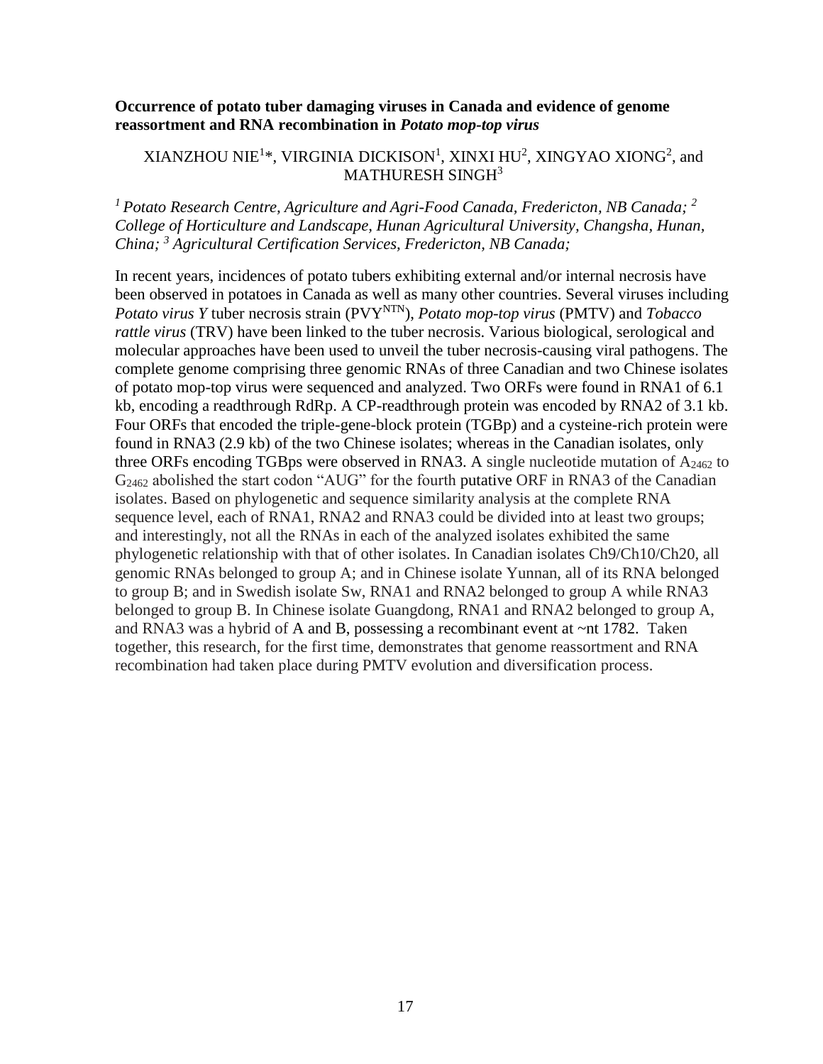**Occurrence of potato tuber damaging viruses in Canada and evidence of genome reassortment and RNA recombination in *Potato mop-top virus***

XIANZHOU NIE[1]*, VIRGINIA DICKISON[1], XINXI HU[2], XINGYAO XIONG[2], and MATHURESH SINGH[3]

*[1] Potato Research Centre, Agriculture and Agri-Food Canada, Fredericton, NB Canada; [2] College of Horticulture and Landscape, Hunan Agricultural University, Changsha, Hunan, China; [3] Agricultural Certification Services, Fredericton, NB Canada;*

In recent years, incidences of potato tubers exhibiting external and/or internal necrosis have been observed in potatoes in Canada as well as many other countries. Several viruses including *Potato virus Y* tuber necrosis strain ($PVY^{NTN}$), *Potato mop-top virus* (PMTV) and *Tobacco rattle virus* (TRV) have been linked to the tuber necrosis. Various biological, serological and molecular approaches have been used to unveil the tuber necrosis-causing viral pathogens. The complete genome comprising three genomic RNAs of three Canadian and two Chinese isolates of potato mop-top virus were sequenced and analyzed. Two ORFs were found in RNA1 of 6.1 kb, encoding a readthrough RdRp. A CP-readthrough protein was encoded by RNA2 of 3.1 kb. Four ORFs that encoded the triple-gene-block protein (TGBp) and a cysteine-rich protein were found in RNA3 (2.9 kb) of the two Chinese isolates; whereas in the Canadian isolates, only three ORFs encoding TGBps were observed in RNA3. A single nucleotide mutation of $A_{2462}$ to $G_{2462}$ abolished the start codon "AUG" for the fourth putative ORF in RNA3 of the Canadian isolates. Based on phylogenetic and sequence similarity analysis at the complete RNA sequence level, each of RNA1, RNA2 and RNA3 could be divided into at least two groups; and interestingly, not all the RNAs in each of the analyzed isolates exhibited the same phylogenetic relationship with that of other isolates. In Canadian isolates Ch9/Ch10/Ch20, all genomic RNAs belonged to group A; and in Chinese isolate Yunnan, all of its RNA belonged to group B; and in Swedish isolate Sw, RNA1 and RNA2 belonged to group A while RNA3 belonged to group B. In Chinese isolate Guangdong, RNA1 and RNA2 belonged to group A, and RNA3 was a hybrid of A and B, possessing a recombinant event at ~nt 1782. Taken together, this research, for the first time, demonstrates that genome reassortment and RNA recombination had taken place during PMTV evolution and diversification process.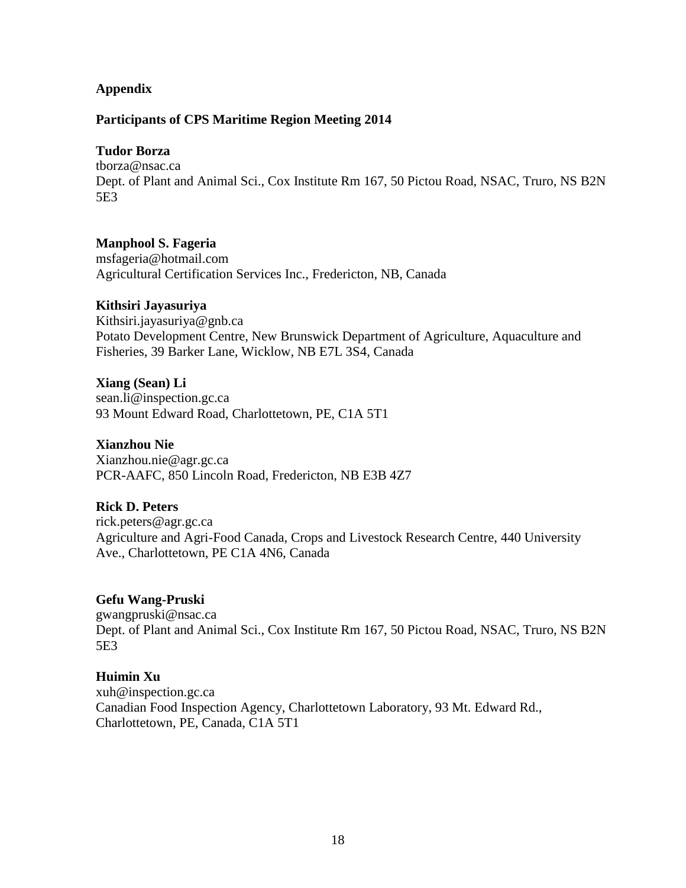## Appendix

### Participants of CPS Maritime Region Meeting 2014

**Tudor Borza**
tborza@nsac.ca
Dept. of Plant and Animal Sci., Cox Institute Rm 167, 50 Pictou Road, NSAC, Truro, NS B2N 5E3

**Manphool S. Fageria**
msfageria@hotmail.com
Agricultural Certification Services Inc., Fredericton, NB, Canada

**Kithsiri Jayasuriya**
Kithsiri.jayasuriya@gnb.ca
Potato Development Centre, New Brunswick Department of Agriculture, Aquaculture and Fisheries, 39 Barker Lane, Wicklow, NB E7L 3S4, Canada

**Xiang (Sean) Li**
sean.li@inspection.gc.ca
93 Mount Edward Road, Charlottetown, PE, C1A 5T1

**Xianzhou Nie**
Xianzhou.nie@agr.gc.ca
PCR-AAFC, 850 Lincoln Road, Fredericton, NB E3B 4Z7

**Rick D. Peters**
rick.peters@agr.gc.ca
Agriculture and Agri-Food Canada, Crops and Livestock Research Centre, 440 University Ave., Charlottetown, PE C1A 4N6, Canada

**Gefu Wang-Pruski**
gwangpruski@nsac.ca
Dept. of Plant and Animal Sci., Cox Institute Rm 167, 50 Pictou Road, NSAC, Truro, NS B2N 5E3

**Huimin Xu**
xuh@inspection.gc.ca
Canadian Food Inspection Agency, Charlottetown Laboratory, 93 Mt. Edward Rd., Charlottetown, PE, Canada, C1A 5T1